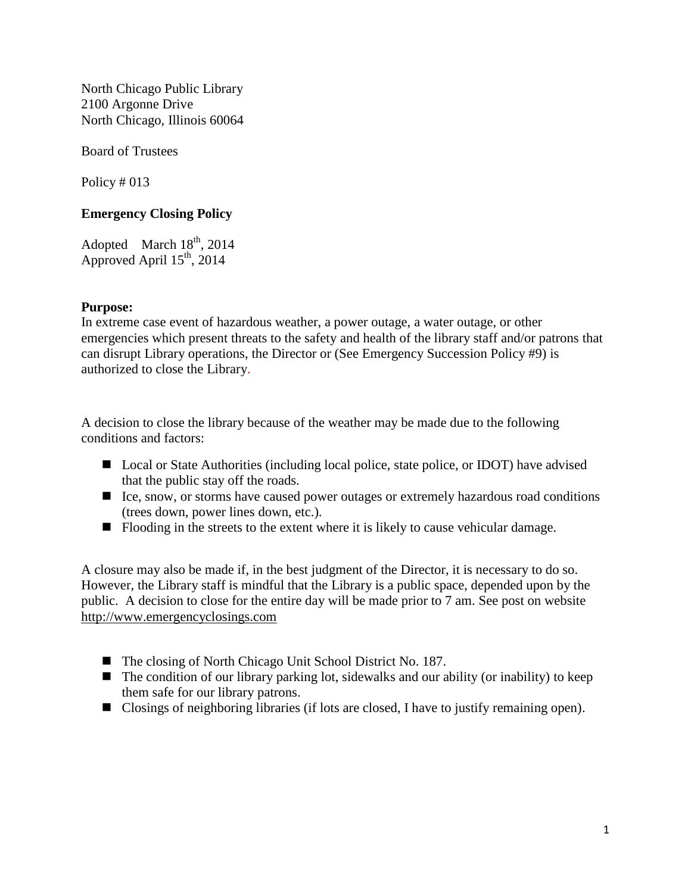North Chicago Public Library
2100 Argonne Drive
North Chicago, Illinois 60064

Board of Trustees

Policy # 013

**Emergency Closing Policy**

Adopted March 18th, 2014
Approved April 15th, 2014

**Purpose:**
In extreme case event of hazardous weather, a power outage, a water outage, or other emergencies which present threats to the safety and health of the library staff and/or patrons that can disrupt Library operations, the Director or (See Emergency Succession Policy #9) is authorized to close the Library.

A decision to close the library because of the weather may be made due to the following conditions and factors:

- Local or State Authorities (including local police, state police, or IDOT) have advised that the public stay off the roads.
- Ice, snow, or storms have caused power outages or extremely hazardous road conditions (trees down, power lines down, etc.).
- Flooding in the streets to the extent where it is likely to cause vehicular damage.

A closure may also be made if, in the best judgment of the Director, it is necessary to do so. However, the Library staff is mindful that the Library is a public space, depended upon by the public. A decision to close for the entire day will be made prior to 7 am. See post on website http://www.emergencyclosings.com

- The closing of North Chicago Unit School District No. 187.
- The condition of our library parking lot, sidewalks and our ability (or inability) to keep them safe for our library patrons.
- Closings of neighboring libraries (if lots are closed, I have to justify remaining open).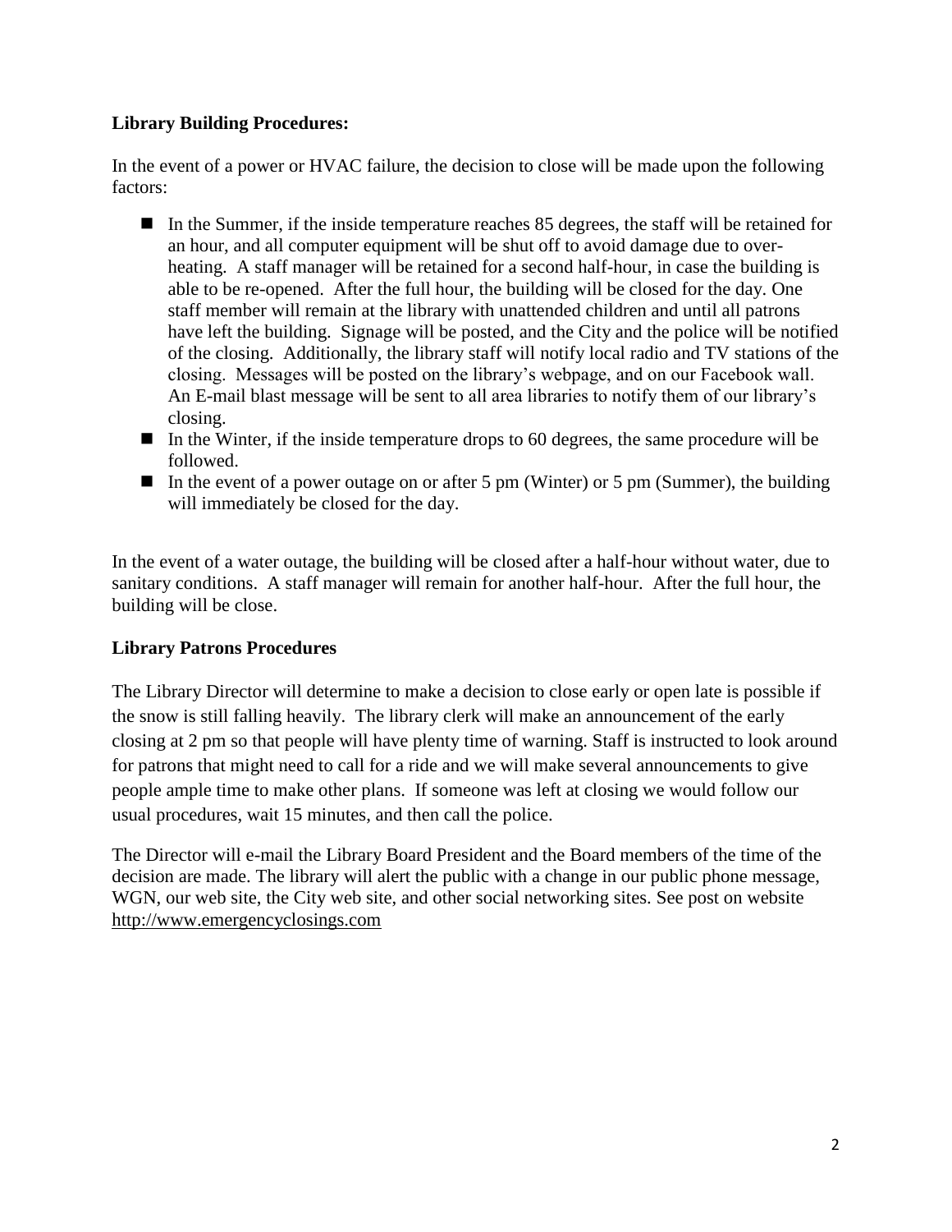**Library Building Procedures:**

In the event of a power or HVAC failure, the decision to close will be made upon the following factors:

- In the Summer, if the inside temperature reaches 85 degrees, the staff will be retained for an hour, and all computer equipment will be shut off to avoid damage due to over-heating. A staff manager will be retained for a second half-hour, in case the building is able to be re-opened. After the full hour, the building will be closed for the day. One staff member will remain at the library with unattended children and until all patrons have left the building. Signage will be posted, and the City and the police will be notified of the closing. Additionally, the library staff will notify local radio and TV stations of the closing. Messages will be posted on the library's webpage, and on our Facebook wall. An E-mail blast message will be sent to all area libraries to notify them of our library's closing.
- In the Winter, if the inside temperature drops to 60 degrees, the same procedure will be followed.
- In the event of a power outage on or after 5 pm (Winter) or 5 pm (Summer), the building will immediately be closed for the day.

In the event of a water outage, the building will be closed after a half-hour without water, due to sanitary conditions. A staff manager will remain for another half-hour. After the full hour, the building will be close.

**Library Patrons Procedures**

The Library Director will determine to make a decision to close early or open late is possible if the snow is still falling heavily. The library clerk will make an announcement of the early closing at 2 pm so that people will have plenty time of warning. Staff is instructed to look around for patrons that might need to call for a ride and we will make several announcements to give people ample time to make other plans. If someone was left at closing we would follow our usual procedures, wait 15 minutes, and then call the police.

The Director will e-mail the Library Board President and the Board members of the time of the decision are made. The library will alert the public with a change in our public phone message, WGN, our web site, the City web site, and other social networking sites. See post on website http://www.emergencyclosings.com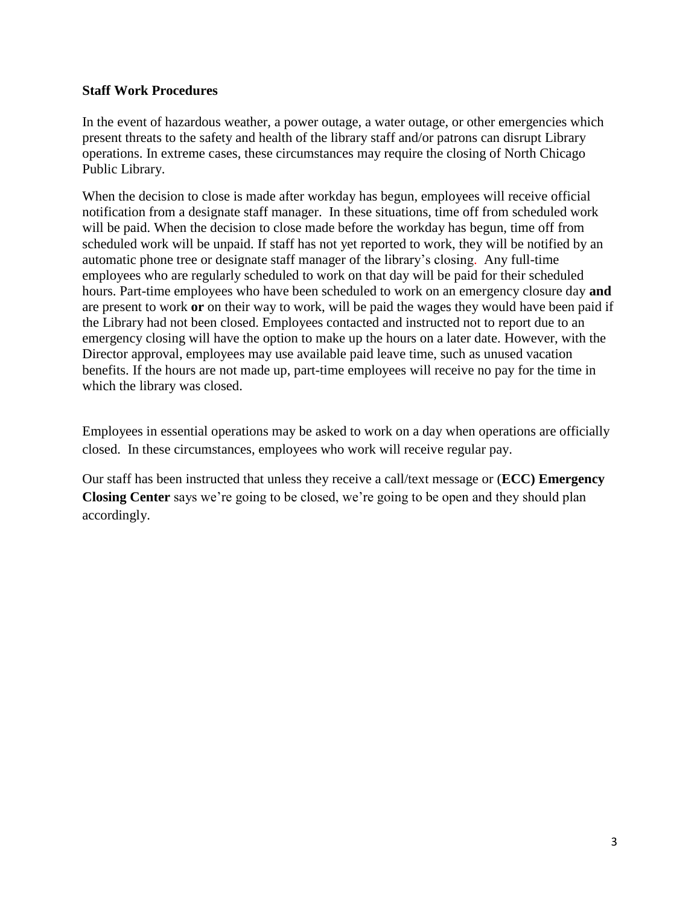**Staff Work Procedures**

In the event of hazardous weather, a power outage, a water outage, or other emergencies which present threats to the safety and health of the library staff and/or patrons can disrupt Library operations. In extreme cases, these circumstances may require the closing of North Chicago Public Library.

When the decision to close is made after workday has begun, employees will receive official notification from a designate staff manager. In these situations, time off from scheduled work will be paid. When the decision to close made before the workday has begun, time off from scheduled work will be unpaid. If staff has not yet reported to work, they will be notified by an automatic phone tree or designate staff manager of the library's closing. Any full-time employees who are regularly scheduled to work on that day will be paid for their scheduled hours. Part-time employees who have been scheduled to work on an emergency closure day **and** are present to work **or** on their way to work, will be paid the wages they would have been paid if the Library had not been closed. Employees contacted and instructed not to report due to an emergency closing will have the option to make up the hours on a later date. However, with the Director approval, employees may use available paid leave time, such as unused vacation benefits. If the hours are not made up, part-time employees will receive no pay for the time in which the library was closed.

Employees in essential operations may be asked to work on a day when operations are officially closed. In these circumstances, employees who work will receive regular pay.

Our staff has been instructed that unless they receive a call/text message or (**ECC) Emergency Closing Center** says we're going to be closed, we're going to be open and they should plan accordingly.